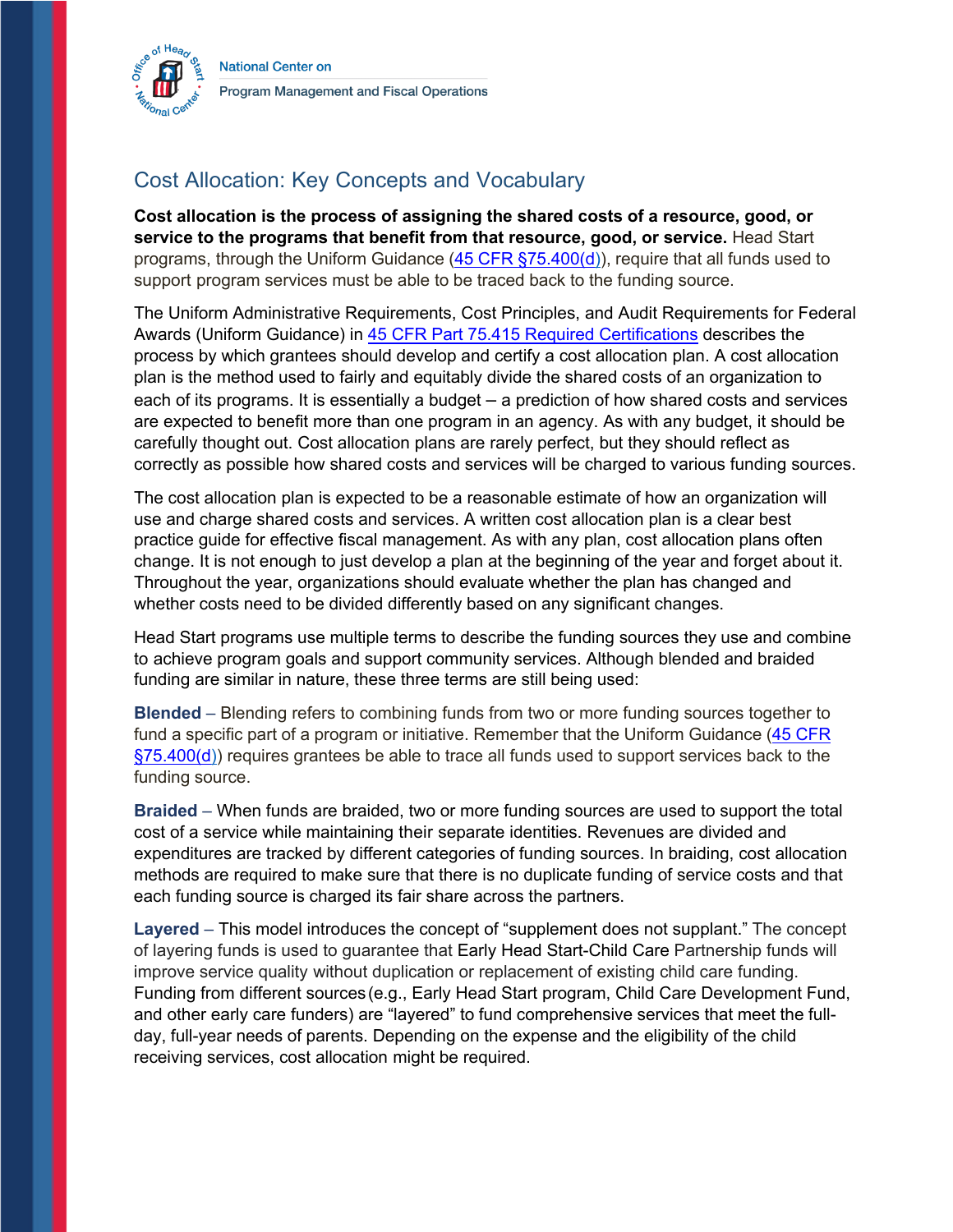National Center on
Program Management and Fiscal Operations

# Cost Allocation: Key Concepts and Vocabulary

**Cost allocation is the process of assigning the shared costs of a resource, good, or service to the programs that benefit from that resource, good, or service.** Head Start programs, through the Uniform Guidance (45 CFR §75.400(d)), require that all funds used to support program services must be able to be traced back to the funding source.

The Uniform Administrative Requirements, Cost Principles, and Audit Requirements for Federal Awards (Uniform Guidance) in 45 CFR Part 75.415 Required Certifications describes the process by which grantees should develop and certify a cost allocation plan. A cost allocation plan is the method used to fairly and equitably divide the shared costs of an organization to each of its programs. It is essentially a budget – a prediction of how shared costs and services are expected to benefit more than one program in an agency. As with any budget, it should be carefully thought out. Cost allocation plans are rarely perfect, but they should reflect as correctly as possible how shared costs and services will be charged to various funding sources.

The cost allocation plan is expected to be a reasonable estimate of how an organization will use and charge shared costs and services. A written cost allocation plan is a clear best practice guide for effective fiscal management. As with any plan, cost allocation plans often change. It is not enough to just develop a plan at the beginning of the year and forget about it. Throughout the year, organizations should evaluate whether the plan has changed and whether costs need to be divided differently based on any significant changes.

Head Start programs use multiple terms to describe the funding sources they use and combine to achieve program goals and support community services. Although blended and braided funding are similar in nature, these three terms are still being used:

**Blended** – Blending refers to combining funds from two or more funding sources together to fund a specific part of a program or initiative. Remember that the Uniform Guidance (45 CFR §75.400(d)) requires grantees be able to trace all funds used to support services back to the funding source.

**Braided** – When funds are braided, two or more funding sources are used to support the total cost of a service while maintaining their separate identities. Revenues are divided and expenditures are tracked by different categories of funding sources. In braiding, cost allocation methods are required to make sure that there is no duplicate funding of service costs and that each funding source is charged its fair share across the partners.

**Layered** – This model introduces the concept of "supplement does not supplant." The concept of layering funds is used to guarantee that Early Head Start-Child Care Partnership funds will improve service quality without duplication or replacement of existing child care funding. Funding from different sources (e.g., Early Head Start program, Child Care Development Fund, and other early care funders) are "layered" to fund comprehensive services that meet the full-day, full-year needs of parents. Depending on the expense and the eligibility of the child receiving services, cost allocation might be required.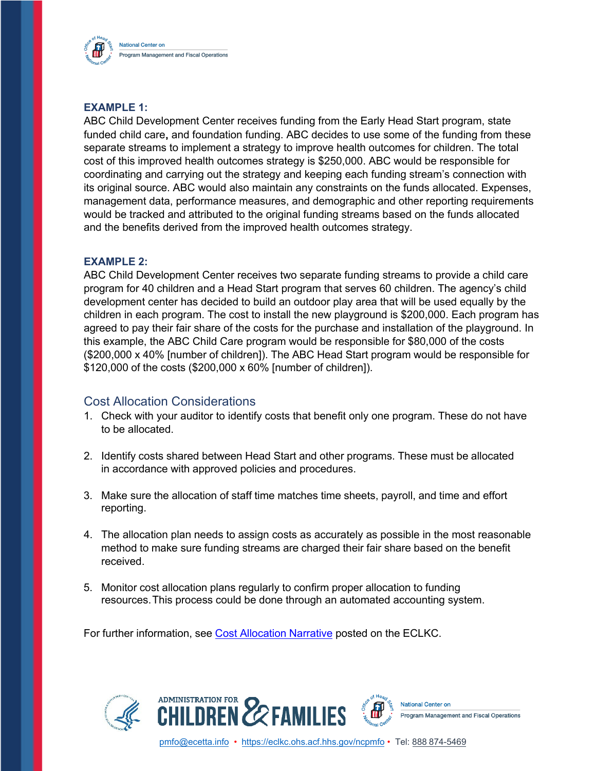**EXAMPLE 1:**

ABC Child Development Center receives funding from the Early Head Start program, state funded child care**,** and foundation funding. ABC decides to use some of the funding from these separate streams to implement a strategy to improve health outcomes for children. The total cost of this improved health outcomes strategy is $250,000. ABC would be responsible for coordinating and carrying out the strategy and keeping each funding stream's connection with its original source. ABC would also maintain any constraints on the funds allocated. Expenses, management data, performance measures, and demographic and other reporting requirements would be tracked and attributed to the original funding streams based on the funds allocated and the benefits derived from the improved health outcomes strategy.

**EXAMPLE 2:**

ABC Child Development Center receives two separate funding streams to provide a child care program for 40 children and a Head Start program that serves 60 children. The agency's child development center has decided to build an outdoor play area that will be used equally by the children in each program. The cost to install the new playground is $200,000. Each program has agreed to pay their fair share of the costs for the purchase and installation of the playground. In this example, the ABC Child Care program would be responsible for $80,000 of the costs ($200,000 x 40% [number of children]). The ABC Head Start program would be responsible for $120,000 of the costs ($200,000 x 60% [number of children]).

## Cost Allocation Considerations

1. Check with your auditor to identify costs that benefit only one program. These do not have to be allocated.
2. Identify costs shared between Head Start and other programs. These must be allocated in accordance with approved policies and procedures.
3. Make sure the allocation of staff time matches time sheets, payroll, and time and effort reporting.
4. The allocation plan needs to assign costs as accurately as possible in the most reasonable method to make sure funding streams are charged their fair share based on the benefit received.
5. Monitor cost allocation plans regularly to confirm proper allocation to funding resources. This process could be done through an automated accounting system.

For further information, see Cost Allocation Narrative posted on the ECLKC.